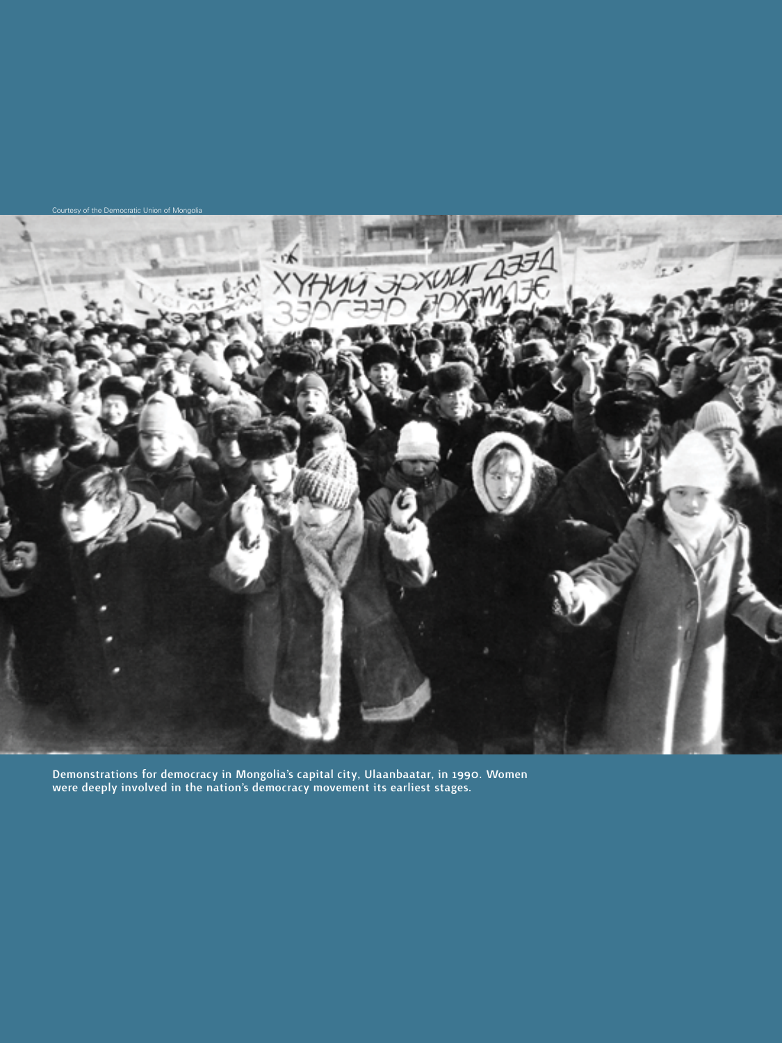Courtesy of the Democratic Union of Mongolia

Demonstrations for democracy in Mongolia's capital city, Ulaanbaatar, in 1990. Women were deeply involved in the nation's democracy movement its earliest stages.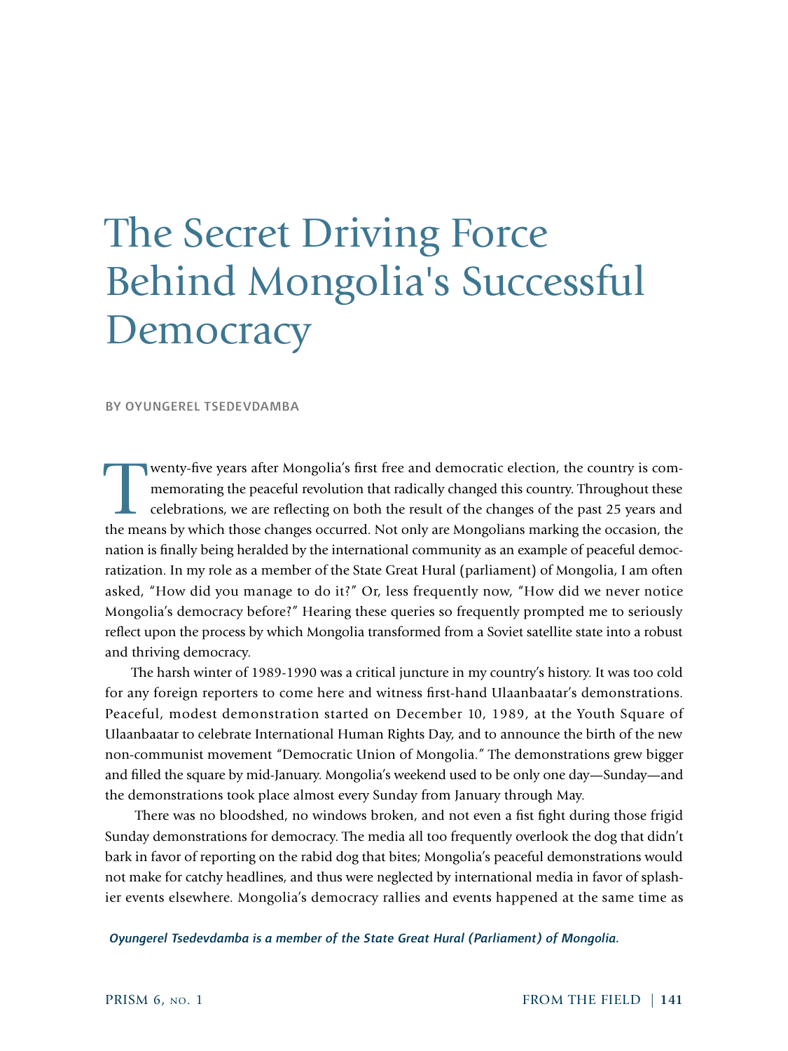# The Secret Driving Force Behind Mongolia's Successful Democracy

BY OYUNGEREL TSEDEVDAMBA

Twenty-five years after Mongolia's first free and democratic election, the country is commemorating the peaceful revolution that radically changed this country. Throughout these celebrations, we are reflecting on both the result of the changes of the past 25 years and the means by which those changes occurred. Not only are Mongolians marking the occasion, the nation is finally being heralded by the international community as an example of peaceful democratization. In my role as a member of the State Great Hural (parliament) of Mongolia, I am often asked, "How did you manage to do it?" Or, less frequently now, "How did we never notice Mongolia's democracy before?" Hearing these queries so frequently prompted me to seriously reflect upon the process by which Mongolia transformed from a Soviet satellite state into a robust and thriving democracy.

The harsh winter of 1989-1990 was a critical juncture in my country's history. It was too cold for any foreign reporters to come here and witness first-hand Ulaanbaatar's demonstrations. Peaceful, modest demonstration started on December 10, 1989, at the Youth Square of Ulaanbaatar to celebrate International Human Rights Day, and to announce the birth of the new non-communist movement "Democratic Union of Mongolia." The demonstrations grew bigger and filled the square by mid-January. Mongolia's weekend used to be only one day—Sunday—and the demonstrations took place almost every Sunday from January through May.

There was no bloodshed, no windows broken, and not even a fist fight during those frigid Sunday demonstrations for democracy. The media all too frequently overlook the dog that didn't bark in favor of reporting on the rabid dog that bites; Mongolia's peaceful demonstrations would not make for catchy headlines, and thus were neglected by international media in favor of splashier events elsewhere. Mongolia's democracy rallies and events happened at the same time as

*Oyungerel Tsedevdamba is a member of the State Great Hural (Parliament) of Mongolia.*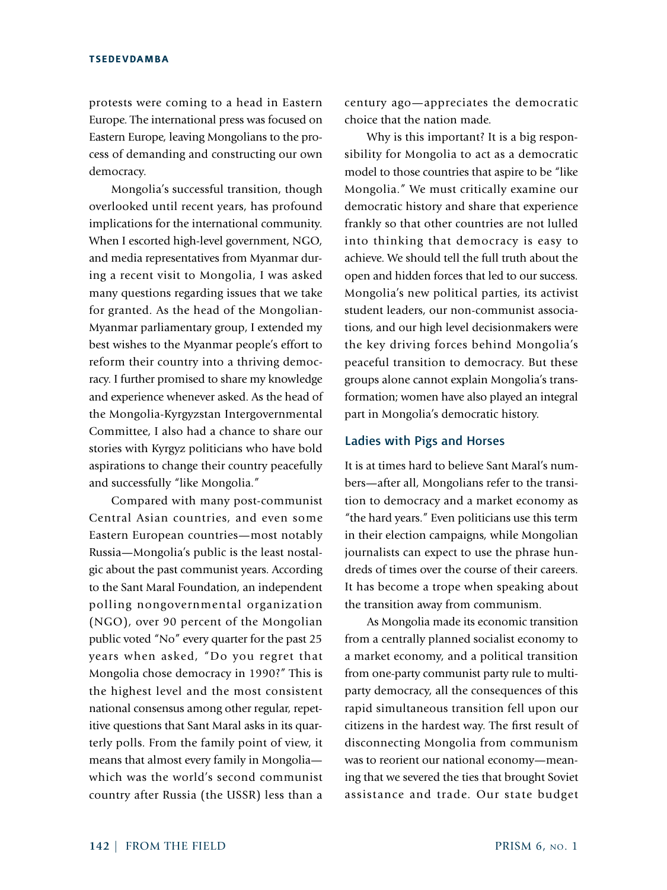protests were coming to a head in Eastern Europe. The international press was focused on Eastern Europe, leaving Mongolians to the process of demanding and constructing our own democracy.

Mongolia's successful transition, though overlooked until recent years, has profound implications for the international community. When I escorted high-level government, NGO, and media representatives from Myanmar during a recent visit to Mongolia, I was asked many questions regarding issues that we take for granted. As the head of the Mongolian-Myanmar parliamentary group, I extended my best wishes to the Myanmar people's effort to reform their country into a thriving democracy. I further promised to share my knowledge and experience whenever asked. As the head of the Mongolia-Kyrgyzstan Intergovernmental Committee, I also had a chance to share our stories with Kyrgyz politicians who have bold aspirations to change their country peacefully and successfully "like Mongolia."

Compared with many post-communist Central Asian countries, and even some Eastern European countries—most notably Russia—Mongolia's public is the least nostalgic about the past communist years. According to the Sant Maral Foundation, an independent polling nongovernmental organization (NGO), over 90 percent of the Mongolian public voted "No" every quarter for the past 25 years when asked, "Do you regret that Mongolia chose democracy in 1990?" This is the highest level and the most consistent national consensus among other regular, repetitive questions that Sant Maral asks in its quarterly polls. From the family point of view, it means that almost every family in Mongolia—which was the world's second communist country after Russia (the USSR) less than a century ago—appreciates the democratic choice that the nation made.

Why is this important? It is a big responsibility for Mongolia to act as a democratic model to those countries that aspire to be "like Mongolia." We must critically examine our democratic history and share that experience frankly so that other countries are not lulled into thinking that democracy is easy to achieve. We should tell the full truth about the open and hidden forces that led to our success. Mongolia's new political parties, its activist student leaders, our non-communist associations, and our high level decisionmakers were the key driving forces behind Mongolia's peaceful transition to democracy. But these groups alone cannot explain Mongolia's transformation; women have also played an integral part in Mongolia's democratic history.

## Ladies with Pigs and Horses

It is at times hard to believe Sant Maral's numbers—after all, Mongolians refer to the transition to democracy and a market economy as "the hard years." Even politicians use this term in their election campaigns, while Mongolian journalists can expect to use the phrase hundreds of times over the course of their careers. It has become a trope when speaking about the transition away from communism.

As Mongolia made its economic transition from a centrally planned socialist economy to a market economy, and a political transition from one-party communist party rule to multiparty democracy, all the consequences of this rapid simultaneous transition fell upon our citizens in the hardest way. The first result of disconnecting Mongolia from communism was to reorient our national economy—meaning that we severed the ties that brought Soviet assistance and trade. Our state budget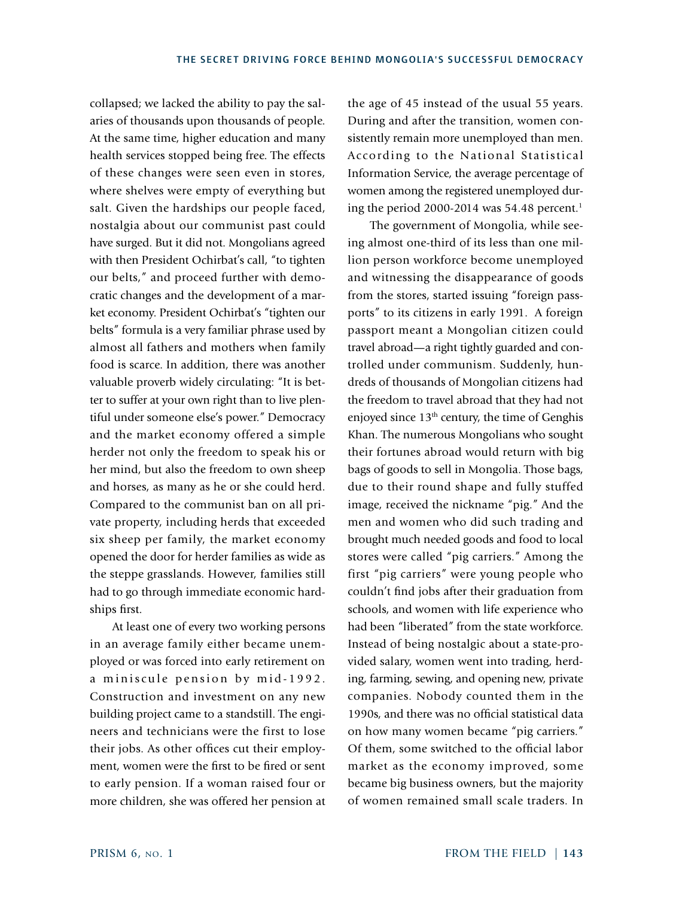collapsed; we lacked the ability to pay the salaries of thousands upon thousands of people. At the same time, higher education and many health services stopped being free. The effects of these changes were seen even in stores, where shelves were empty of everything but salt. Given the hardships our people faced, nostalgia about our communist past could have surged. But it did not. Mongolians agreed with then President Ochirbat's call, "to tighten our belts," and proceed further with democratic changes and the development of a market economy. President Ochirbat's "tighten our belts" formula is a very familiar phrase used by almost all fathers and mothers when family food is scarce. In addition, there was another valuable proverb widely circulating: "It is better to suffer at your own right than to live plentiful under someone else's power." Democracy and the market economy offered a simple herder not only the freedom to speak his or her mind, but also the freedom to own sheep and horses, as many as he or she could herd. Compared to the communist ban on all private property, including herds that exceeded six sheep per family, the market economy opened the door for herder families as wide as the steppe grasslands. However, families still had to go through immediate economic hardships first.

At least one of every two working persons in an average family either became unemployed or was forced into early retirement on a miniscule pension by mid-1992. Construction and investment on any new building project came to a standstill. The engineers and technicians were the first to lose their jobs. As other offices cut their employment, women were the first to be fired or sent to early pension. If a woman raised four or more children, she was offered her pension at the age of 45 instead of the usual 55 years. During and after the transition, women consistently remain more unemployed than men. According to the National Statistical Information Service, the average percentage of women among the registered unemployed during the period 2000-2014 was 54.48 percent.[1]

The government of Mongolia, while seeing almost one-third of its less than one million person workforce become unemployed and witnessing the disappearance of goods from the stores, started issuing "foreign passports" to its citizens in early 1991. A foreign passport meant a Mongolian citizen could travel abroad—a right tightly guarded and controlled under communism. Suddenly, hundreds of thousands of Mongolian citizens had the freedom to travel abroad that they had not enjoyed since 13th century, the time of Genghis Khan. The numerous Mongolians who sought their fortunes abroad would return with big bags of goods to sell in Mongolia. Those bags, due to their round shape and fully stuffed image, received the nickname "pig." And the men and women who did such trading and brought much needed goods and food to local stores were called "pig carriers." Among the first "pig carriers" were young people who couldn't find jobs after their graduation from schools, and women with life experience who had been "liberated" from the state workforce. Instead of being nostalgic about a state-provided salary, women went into trading, herding, farming, sewing, and opening new, private companies. Nobody counted them in the 1990s, and there was no official statistical data on how many women became "pig carriers." Of them, some switched to the official labor market as the economy improved, some became big business owners, but the majority of women remained small scale traders. In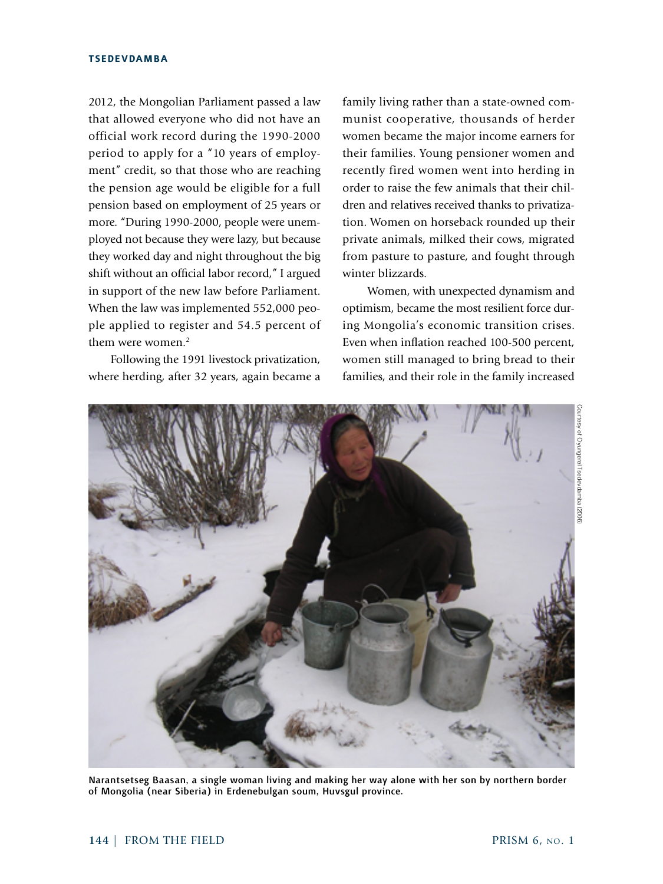2012, the Mongolian Parliament passed a law that allowed everyone who did not have an official work record during the 1990-2000 period to apply for a "10 years of employment" credit, so that those who are reaching the pension age would be eligible for a full pension based on employment of 25 years or more. "During 1990-2000, people were unemployed not because they were lazy, but because they worked day and night throughout the big shift without an official labor record," I argued in support of the new law before Parliament. When the law was implemented 552,000 people applied to register and 54.5 percent of them were women.[2]

Following the 1991 livestock privatization, where herding, after 32 years, again became a family living rather than a state-owned communist cooperative, thousands of herder women became the major income earners for their families. Young pensioner women and recently fired women went into herding in order to raise the few animals that their children and relatives received thanks to privatization. Women on horseback rounded up their private animals, milked their cows, migrated from pasture to pasture, and fought through winter blizzards.

Women, with unexpected dynamism and optimism, became the most resilient force during Mongolia's economic transition crises. Even when inflation reached 100-500 percent, women still managed to bring bread to their families, and their role in the family increased

Courtesy of Oyungerel Tsedevdamba (2006)

**Narantsetseg Baasan, a single woman living and making her way alone with her son by northern border of Mongolia (near Siberia) in Erdenebulgan soum, Huvsgul province.**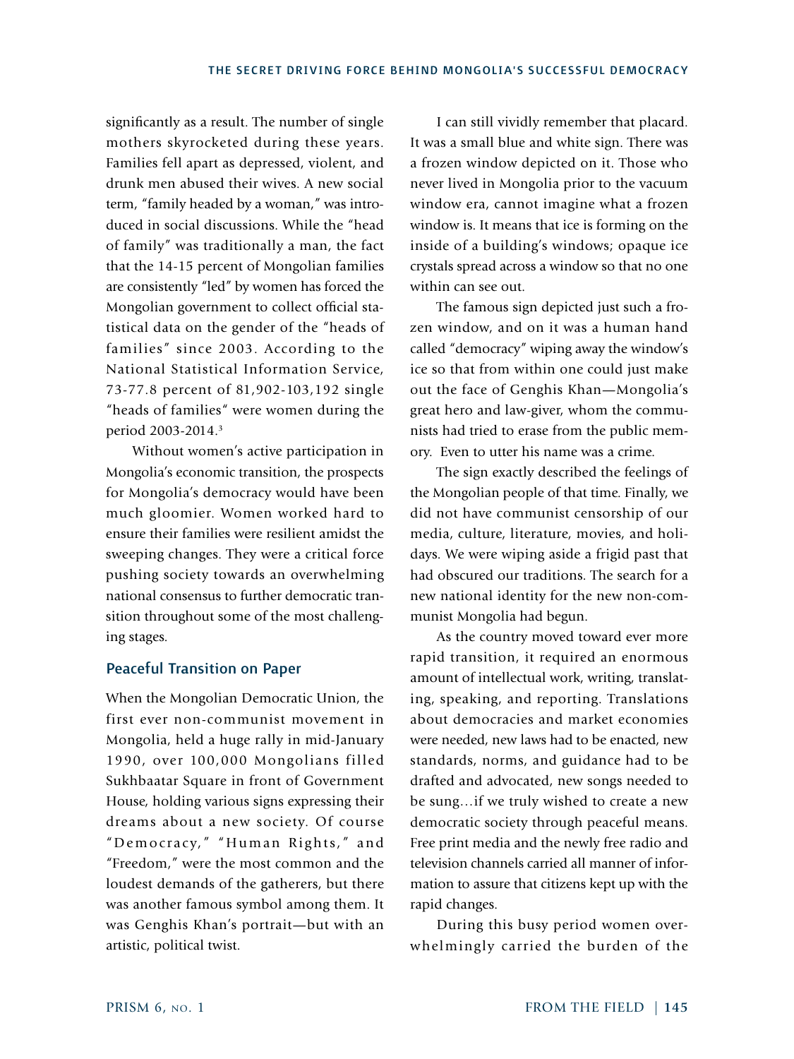significantly as a result. The number of single mothers skyrocketed during these years. Families fell apart as depressed, violent, and drunk men abused their wives. A new social term, "family headed by a woman," was introduced in social discussions. While the "head of family" was traditionally a man, the fact that the 14-15 percent of Mongolian families are consistently "led" by women has forced the Mongolian government to collect official statistical data on the gender of the "heads of families" since 2003. According to the National Statistical Information Service, 73-77.8 percent of 81,902-103,192 single "heads of families" were women during the period 2003-2014.[3]

Without women's active participation in Mongolia's economic transition, the prospects for Mongolia's democracy would have been much gloomier. Women worked hard to ensure their families were resilient amidst the sweeping changes. They were a critical force pushing society towards an overwhelming national consensus to further democratic transition throughout some of the most challenging stages.

## Peaceful Transition on Paper

When the Mongolian Democratic Union, the first ever non-communist movement in Mongolia, held a huge rally in mid-January 1990, over 100,000 Mongolians filled Sukhbaatar Square in front of Government House, holding various signs expressing their dreams about a new society. Of course "Democracy," "Human Rights," and "Freedom," were the most common and the loudest demands of the gatherers, but there was another famous symbol among them. It was Genghis Khan's portrait—but with an artistic, political twist.

I can still vividly remember that placard. It was a small blue and white sign. There was a frozen window depicted on it. Those who never lived in Mongolia prior to the vacuum window era, cannot imagine what a frozen window is. It means that ice is forming on the inside of a building's windows; opaque ice crystals spread across a window so that no one within can see out.

The famous sign depicted just such a frozen window, and on it was a human hand called "democracy" wiping away the window's ice so that from within one could just make out the face of Genghis Khan—Mongolia's great hero and law-giver, whom the communists had tried to erase from the public memory. Even to utter his name was a crime.

The sign exactly described the feelings of the Mongolian people of that time. Finally, we did not have communist censorship of our media, culture, literature, movies, and holidays. We were wiping aside a frigid past that had obscured our traditions. The search for a new national identity for the new non-communist Mongolia had begun.

As the country moved toward ever more rapid transition, it required an enormous amount of intellectual work, writing, translating, speaking, and reporting. Translations about democracies and market economies were needed, new laws had to be enacted, new standards, norms, and guidance had to be drafted and advocated, new songs needed to be sung…if we truly wished to create a new democratic society through peaceful means. Free print media and the newly free radio and television channels carried all manner of information to assure that citizens kept up with the rapid changes.

During this busy period women overwhelmingly carried the burden of the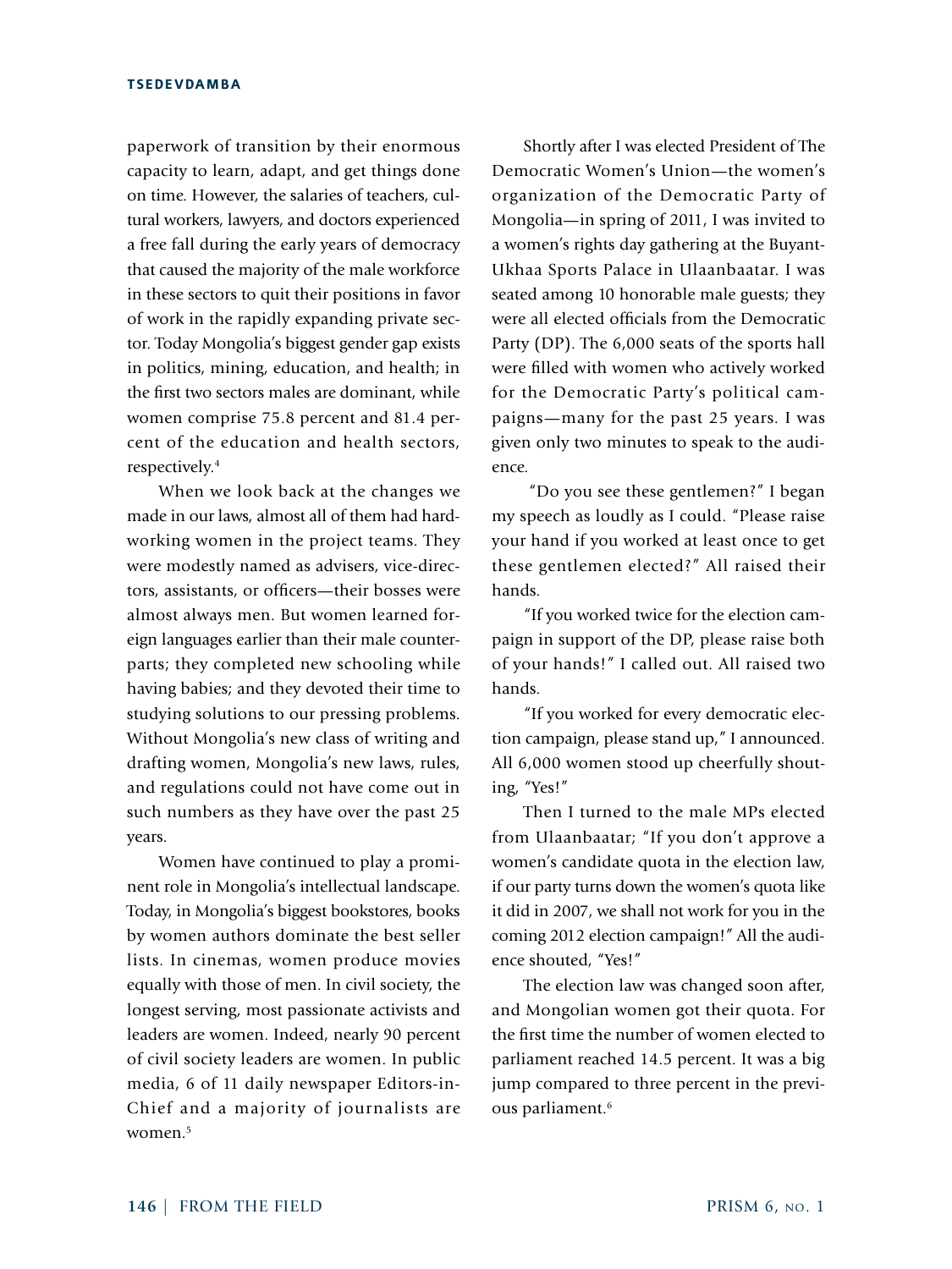paperwork of transition by their enormous capacity to learn, adapt, and get things done on time. However, the salaries of teachers, cultural workers, lawyers, and doctors experienced a free fall during the early years of democracy that caused the majority of the male workforce in these sectors to quit their positions in favor of work in the rapidly expanding private sector. Today Mongolia's biggest gender gap exists in politics, mining, education, and health; in the first two sectors males are dominant, while women comprise 75.8 percent and 81.4 percent of the education and health sectors, respectively.[4]

When we look back at the changes we made in our laws, almost all of them had hard-working women in the project teams. They were modestly named as advisers, vice-directors, assistants, or officers—their bosses were almost always men. But women learned foreign languages earlier than their male counterparts; they completed new schooling while having babies; and they devoted their time to studying solutions to our pressing problems. Without Mongolia's new class of writing and drafting women, Mongolia's new laws, rules, and regulations could not have come out in such numbers as they have over the past 25 years.

Women have continued to play a prominent role in Mongolia's intellectual landscape. Today, in Mongolia's biggest bookstores, books by women authors dominate the best seller lists. In cinemas, women produce movies equally with those of men. In civil society, the longest serving, most passionate activists and leaders are women. Indeed, nearly 90 percent of civil society leaders are women. In public media, 6 of 11 daily newspaper Editors-in-Chief and a majority of journalists are women.[5]

Shortly after I was elected President of The Democratic Women's Union—the women's organization of the Democratic Party of Mongolia—in spring of 2011, I was invited to a women's rights day gathering at the Buyant-Ukhaa Sports Palace in Ulaanbaatar. I was seated among 10 honorable male guests; they were all elected officials from the Democratic Party (DP). The 6,000 seats of the sports hall were filled with women who actively worked for the Democratic Party's political campaigns—many for the past 25 years. I was given only two minutes to speak to the audience.

"Do you see these gentlemen?" I began my speech as loudly as I could. "Please raise your hand if you worked at least once to get these gentlemen elected?" All raised their hands.

"If you worked twice for the election campaign in support of the DP, please raise both of your hands!" I called out. All raised two hands.

"If you worked for every democratic election campaign, please stand up," I announced. All 6,000 women stood up cheerfully shouting, "Yes!"

Then I turned to the male MPs elected from Ulaanbaatar; "If you don't approve a women's candidate quota in the election law, if our party turns down the women's quota like it did in 2007, we shall not work for you in the coming 2012 election campaign!" All the audience shouted, "Yes!"

The election law was changed soon after, and Mongolian women got their quota. For the first time the number of women elected to parliament reached 14.5 percent. It was a big jump compared to three percent in the previous parliament.[6]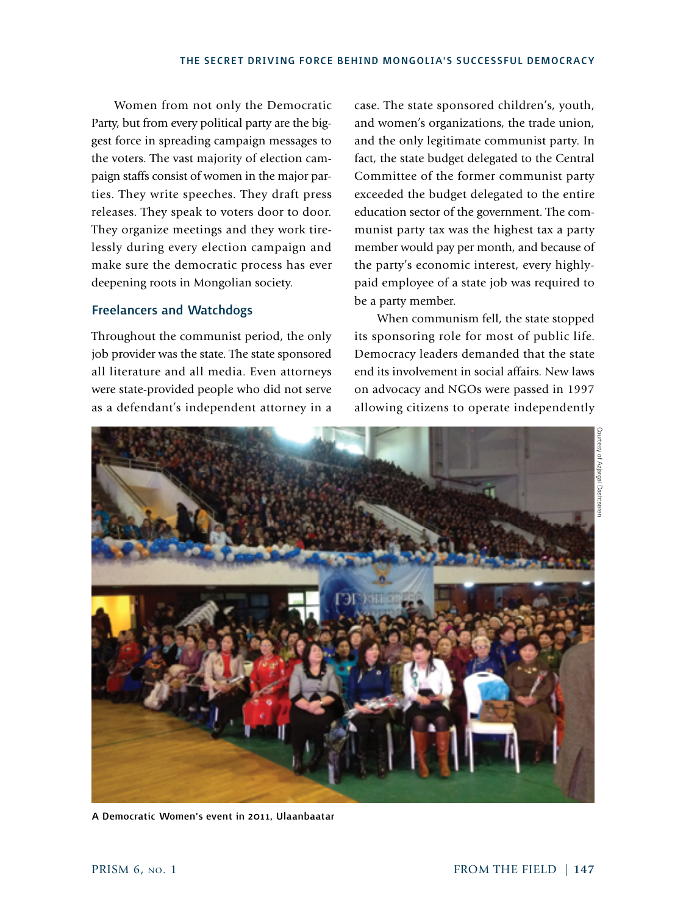Women from not only the Democratic Party, but from every political party are the biggest force in spreading campaign messages to the voters. The vast majority of election campaign staffs consist of women in the major parties. They write speeches. They draft press releases. They speak to voters door to door. They organize meetings and they work tirelessly during every election campaign and make sure the democratic process has ever deepening roots in Mongolian society.

## Freelancers and Watchdogs

Throughout the communist period, the only job provider was the state. The state sponsored all literature and all media. Even attorneys were state-provided people who did not serve as a defendant's independent attorney in a case. The state sponsored children's, youth, and women's organizations, the trade union, and the only legitimate communist party. In fact, the state budget delegated to the Central Committee of the former communist party exceeded the budget delegated to the entire education sector of the government. The communist party tax was the highest tax a party member would pay per month, and because of the party's economic interest, every highly-paid employee of a state job was required to be a party member.

When communism fell, the state stopped its sponsoring role for most of public life. Democracy leaders demanded that the state end its involvement in social affairs. New laws on advocacy and NGOs were passed in 1997 allowing citizens to operate independently

Courtesy of Azjargal Dashtseren

A Democratic Women's event in 2011, Ulaanbaatar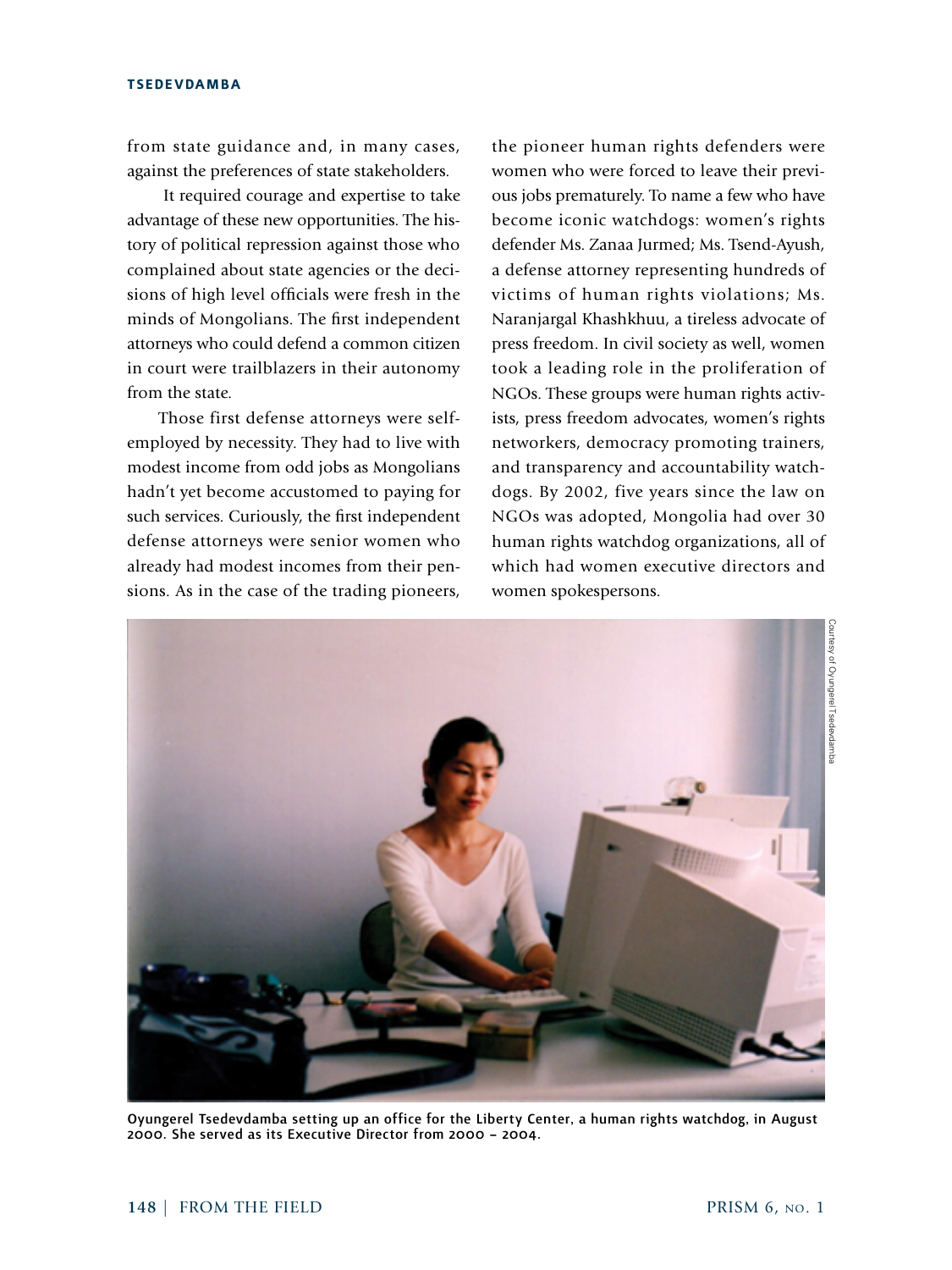from state guidance and, in many cases, against the preferences of state stakeholders.

It required courage and expertise to take advantage of these new opportunities. The history of political repression against those who complained about state agencies or the decisions of high level officials were fresh in the minds of Mongolians. The first independent attorneys who could defend a common citizen in court were trailblazers in their autonomy from the state.

Those first defense attorneys were self-employed by necessity. They had to live with modest income from odd jobs as Mongolians hadn't yet become accustomed to paying for such services. Curiously, the first independent defense attorneys were senior women who already had modest incomes from their pensions. As in the case of the trading pioneers, the pioneer human rights defenders were women who were forced to leave their previous jobs prematurely. To name a few who have become iconic watchdogs: women's rights defender Ms. Zanaa Jurmed; Ms. Tsend-Ayush, a defense attorney representing hundreds of victims of human rights violations; Ms. Naranjargal Khashkhuu, a tireless advocate of press freedom. In civil society as well, women took a leading role in the proliferation of NGOs. These groups were human rights activists, press freedom advocates, women's rights networkers, democracy promoting trainers, and transparency and accountability watchdogs. By 2002, five years since the law on NGOs was adopted, Mongolia had over 30 human rights watchdog organizations, all of which had women executive directors and women spokespersons.

Courtesy of Oyungerel Tsedevdamba

**Oyungerel Tsedevdamba setting up an office for the Liberty Center, a human rights watchdog, in August 2000. She served as its Executive Director from 2000 – 2004.**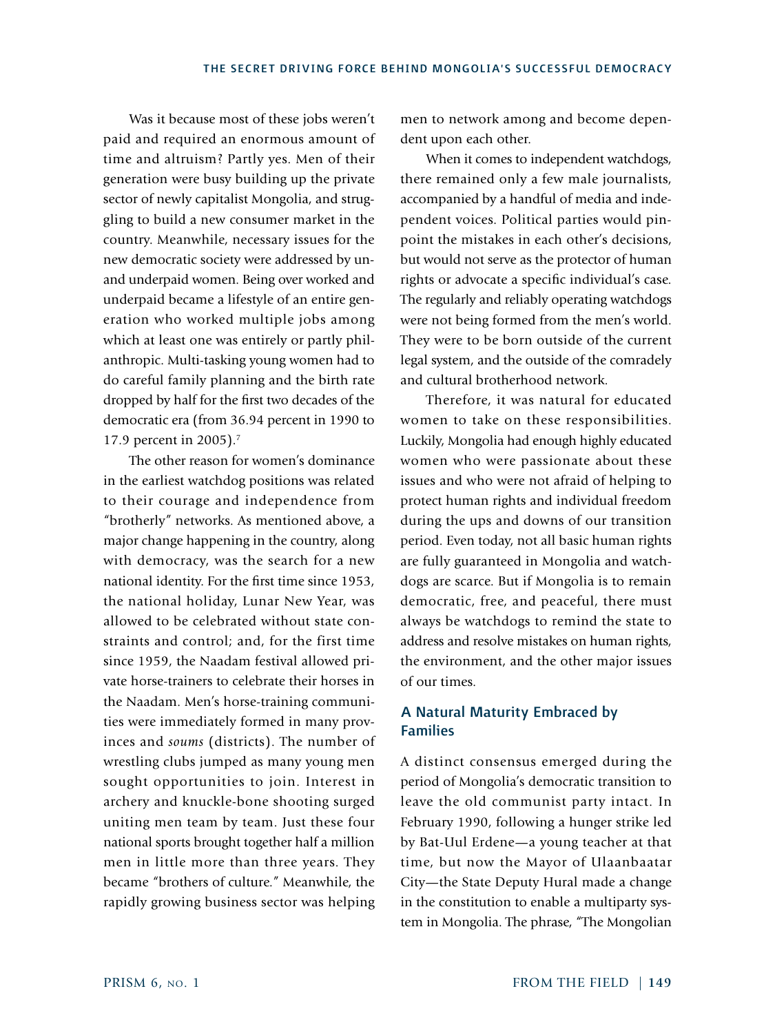Was it because most of these jobs weren't paid and required an enormous amount of time and altruism? Partly yes. Men of their generation were busy building up the private sector of newly capitalist Mongolia, and struggling to build a new consumer market in the country. Meanwhile, necessary issues for the new democratic society were addressed by un- and underpaid women. Being over worked and underpaid became a lifestyle of an entire generation who worked multiple jobs among which at least one was entirely or partly philanthropic. Multi-tasking young women had to do careful family planning and the birth rate dropped by half for the first two decades of the democratic era (from 36.94 percent in 1990 to 17.9 percent in 2005).[7]

The other reason for women's dominance in the earliest watchdog positions was related to their courage and independence from "brotherly" networks. As mentioned above, a major change happening in the country, along with democracy, was the search for a new national identity. For the first time since 1953, the national holiday, Lunar New Year, was allowed to be celebrated without state constraints and control; and, for the first time since 1959, the Naadam festival allowed private horse-trainers to celebrate their horses in the Naadam. Men's horse-training communities were immediately formed in many provinces and *soums* (districts). The number of wrestling clubs jumped as many young men sought opportunities to join. Interest in archery and knuckle-bone shooting surged uniting men team by team. Just these four national sports brought together half a million men in little more than three years. They became "brothers of culture." Meanwhile, the rapidly growing business sector was helping men to network among and become dependent upon each other.

When it comes to independent watchdogs, there remained only a few male journalists, accompanied by a handful of media and independent voices. Political parties would pinpoint the mistakes in each other's decisions, but would not serve as the protector of human rights or advocate a specific individual's case. The regularly and reliably operating watchdogs were not being formed from the men's world. They were to be born outside of the current legal system, and the outside of the comradely and cultural brotherhood network.

Therefore, it was natural for educated women to take on these responsibilities. Luckily, Mongolia had enough highly educated women who were passionate about these issues and who were not afraid of helping to protect human rights and individual freedom during the ups and downs of our transition period. Even today, not all basic human rights are fully guaranteed in Mongolia and watchdogs are scarce. But if Mongolia is to remain democratic, free, and peaceful, there must always be watchdogs to remind the state to address and resolve mistakes on human rights, the environment, and the other major issues of our times.

## A Natural Maturity Embraced by Families

A distinct consensus emerged during the period of Mongolia's democratic transition to leave the old communist party intact. In February 1990, following a hunger strike led by Bat-Uul Erdene—a young teacher at that time, but now the Mayor of Ulaanbaatar City—the State Deputy Hural made a change in the constitution to enable a multiparty system in Mongolia. The phrase, "The Mongolian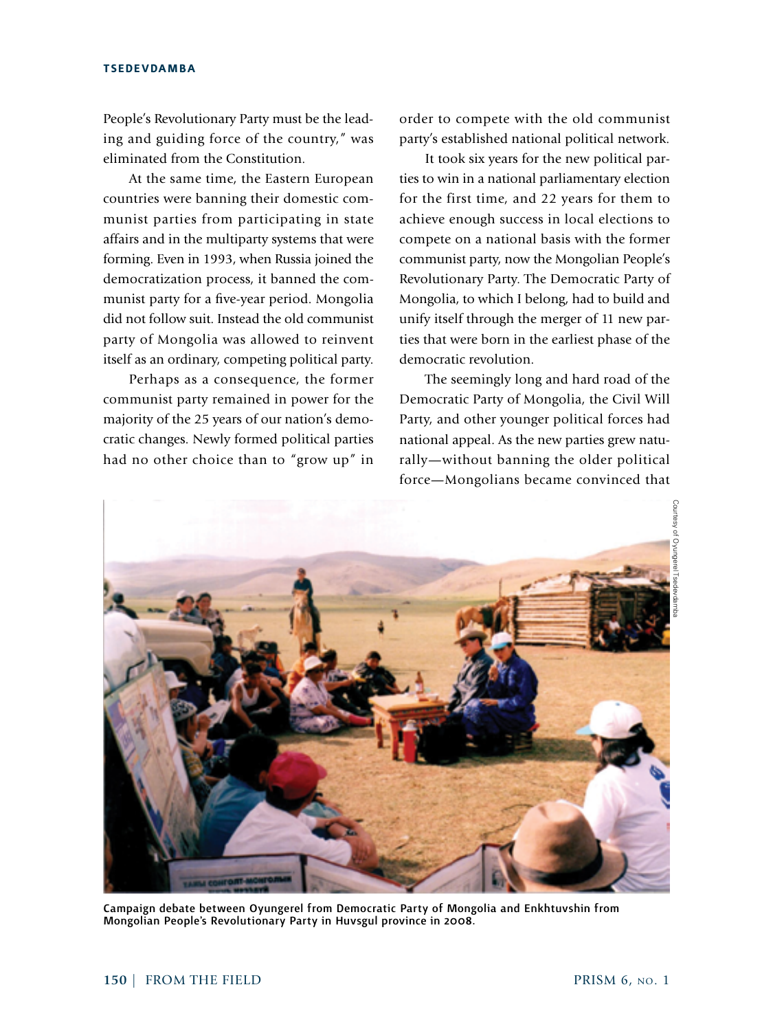People's Revolutionary Party must be the leading and guiding force of the country," was eliminated from the Constitution.

At the same time, the Eastern European countries were banning their domestic communist parties from participating in state affairs and in the multiparty systems that were forming. Even in 1993, when Russia joined the democratization process, it banned the communist party for a five-year period. Mongolia did not follow suit. Instead the old communist party of Mongolia was allowed to reinvent itself as an ordinary, competing political party.

Perhaps as a consequence, the former communist party remained in power for the majority of the 25 years of our nation's democratic changes. Newly formed political parties had no other choice than to "grow up" in order to compete with the old communist party's established national political network.

It took six years for the new political parties to win in a national parliamentary election for the first time, and 22 years for them to achieve enough success in local elections to compete on a national basis with the former communist party, now the Mongolian People's Revolutionary Party. The Democratic Party of Mongolia, to which I belong, had to build and unify itself through the merger of 11 new parties that were born in the earliest phase of the democratic revolution.

The seemingly long and hard road of the Democratic Party of Mongolia, the Civil Will Party, and other younger political forces had national appeal. As the new parties grew naturally—without banning the older political force—Mongolians became convinced that

Courtesy of Oyungerel Tsedevdamba

**Campaign debate between Oyungerel from Democratic Party of Mongolia and Enkhtuvshin from Mongolian People's Revolutionary Party in Huvsgul province in 2008.**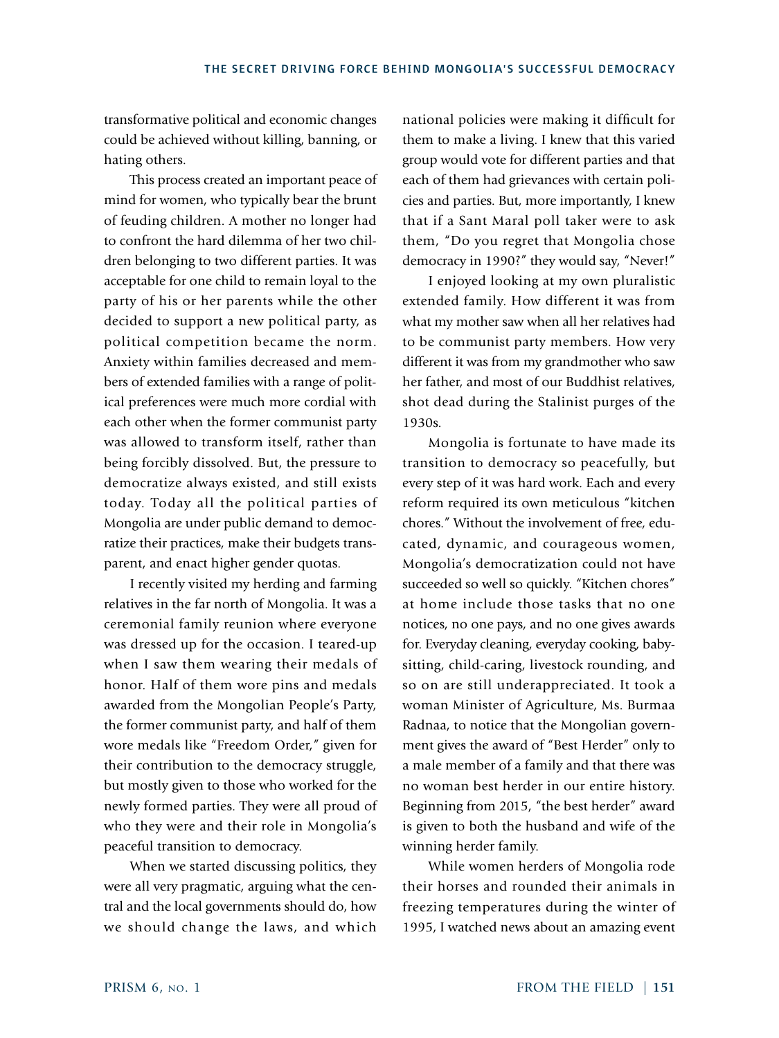transformative political and economic changes could be achieved without killing, banning, or hating others.

This process created an important peace of mind for women, who typically bear the brunt of feuding children. A mother no longer had to confront the hard dilemma of her two children belonging to two different parties. It was acceptable for one child to remain loyal to the party of his or her parents while the other decided to support a new political party, as political competition became the norm. Anxiety within families decreased and members of extended families with a range of political preferences were much more cordial with each other when the former communist party was allowed to transform itself, rather than being forcibly dissolved. But, the pressure to democratize always existed, and still exists today. Today all the political parties of Mongolia are under public demand to democratize their practices, make their budgets transparent, and enact higher gender quotas.

I recently visited my herding and farming relatives in the far north of Mongolia. It was a ceremonial family reunion where everyone was dressed up for the occasion. I teared-up when I saw them wearing their medals of honor. Half of them wore pins and medals awarded from the Mongolian People's Party, the former communist party, and half of them wore medals like "Freedom Order," given for their contribution to the democracy struggle, but mostly given to those who worked for the newly formed parties. They were all proud of who they were and their role in Mongolia's peaceful transition to democracy.

When we started discussing politics, they were all very pragmatic, arguing what the central and the local governments should do, how we should change the laws, and which national policies were making it difficult for them to make a living. I knew that this varied group would vote for different parties and that each of them had grievances with certain policies and parties. But, more importantly, I knew that if a Sant Maral poll taker were to ask them, "Do you regret that Mongolia chose democracy in 1990?" they would say, "Never!"

I enjoyed looking at my own pluralistic extended family. How different it was from what my mother saw when all her relatives had to be communist party members. How very different it was from my grandmother who saw her father, and most of our Buddhist relatives, shot dead during the Stalinist purges of the 1930s.

Mongolia is fortunate to have made its transition to democracy so peacefully, but every step of it was hard work. Each and every reform required its own meticulous "kitchen chores." Without the involvement of free, educated, dynamic, and courageous women, Mongolia's democratization could not have succeeded so well so quickly. "Kitchen chores" at home include those tasks that no one notices, no one pays, and no one gives awards for. Everyday cleaning, everyday cooking, babysitting, child-caring, livestock rounding, and so on are still underappreciated. It took a woman Minister of Agriculture, Ms. Burmaa Radnaa, to notice that the Mongolian government gives the award of "Best Herder" only to a male member of a family and that there was no woman best herder in our entire history. Beginning from 2015, "the best herder" award is given to both the husband and wife of the winning herder family.

While women herders of Mongolia rode their horses and rounded their animals in freezing temperatures during the winter of 1995, I watched news about an amazing event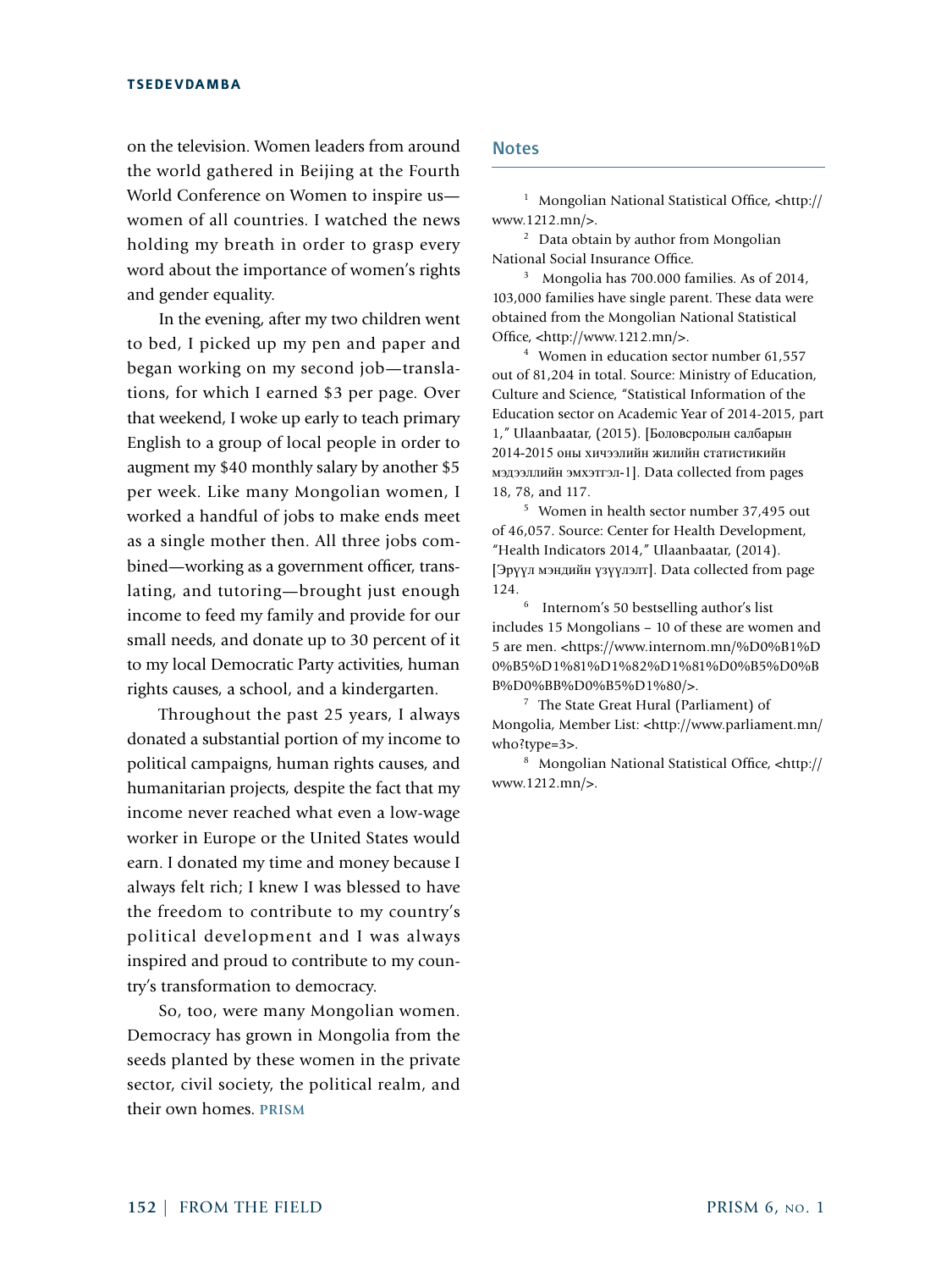on the television. Women leaders from around the world gathered in Beijing at the Fourth World Conference on Women to inspire us—women of all countries. I watched the news holding my breath in order to grasp every word about the importance of women's rights and gender equality.

In the evening, after my two children went to bed, I picked up my pen and paper and began working on my second job—translations, for which I earned $3 per page. Over that weekend, I woke up early to teach primary English to a group of local people in order to augment my $40 monthly salary by another $5 per week. Like many Mongolian women, I worked a handful of jobs to make ends meet as a single mother then. All three jobs combined—working as a government officer, translating, and tutoring—brought just enough income to feed my family and provide for our small needs, and donate up to 30 percent of it to my local Democratic Party activities, human rights causes, a school, and a kindergarten.

Throughout the past 25 years, I always donated a substantial portion of my income to political campaigns, human rights causes, and humanitarian projects, despite the fact that my income never reached what even a low-wage worker in Europe or the United States would earn. I donated my time and money because I always felt rich; I knew I was blessed to have the freedom to contribute to my country's political development and I was always inspired and proud to contribute to my country's transformation to democracy.

So, too, were many Mongolian women. Democracy has grown in Mongolia from the seeds planted by these women in the private sector, civil society, the political realm, and their own homes. **PRISM**

## Notes

[1] Mongolian National Statistical Office, <http://www.1212.mn/>.

[2] Data obtain by author from Mongolian National Social Insurance Office.

[3] Mongolia has 700.000 families. As of 2014, 103,000 families have single parent. These data were obtained from the Mongolian National Statistical Office, <http://www.1212.mn/>.

[4] Women in education sector number 61,557 out of 81,204 in total. Source: Ministry of Education, Culture and Science, "Statistical Information of the Education sector on Academic Year of 2014-2015, part 1," Ulaanbaatar, (2015). [Боловсролын салбарын 2014-2015 оны хичээлийн жилийн статистикийн мэдээллийн эмхэтгэл-1]. Data collected from pages 18, 78, and 117.

[5] Women in health sector number 37,495 out of 46,057. Source: Center for Health Development, "Health Indicators 2014," Ulaanbaatar, (2014). [Эрүүл мэндийн үзүүлэлт]. Data collected from page 124.

[6] Internom's 50 bestselling author's list includes 15 Mongolians – 10 of these are women and 5 are men. <https://www.internom.mn/%D0%B1%D0%B5%D1%81%D1%82%D1%81%D0%B5%D0%BB%D0%BB%D0%B5%D1%80/>.

[7] The State Great Hural (Parliament) of Mongolia, Member List: <http://www.parliament.mn/who?type=3>.

[8] Mongolian National Statistical Office, <http://www.1212.mn/>.